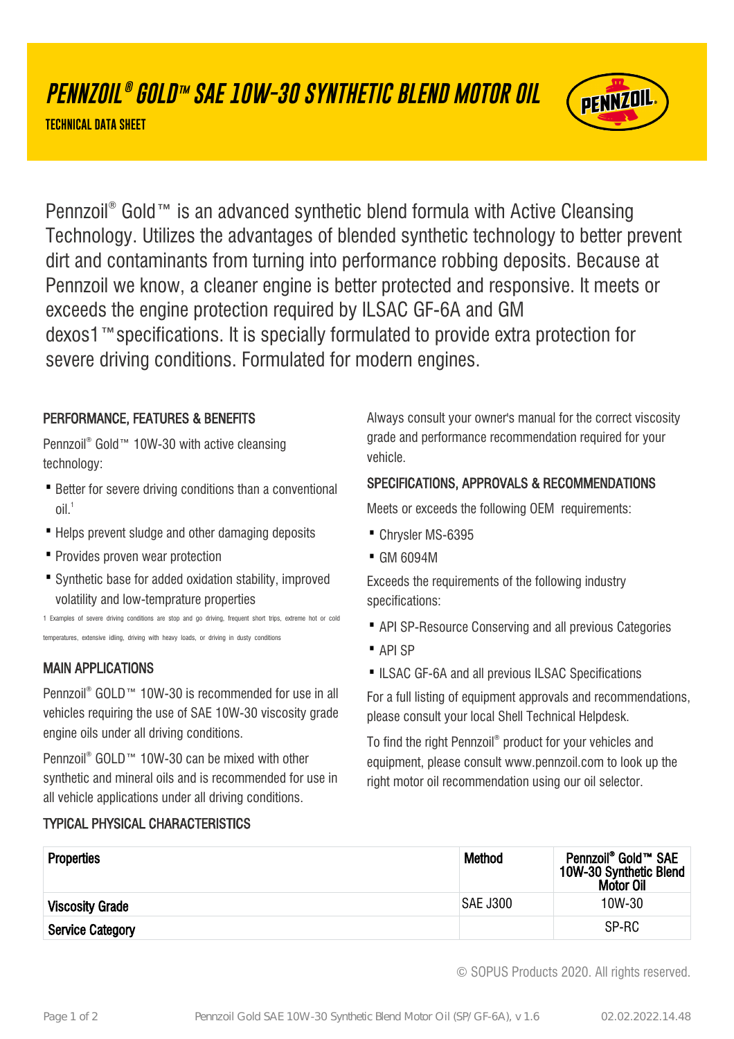# PENNZOIL® GOLD™ SAE 10W-30 SYNTHETIC BLEND MOTOR OIL

TECHNICAL DATA SHEET

Pennzoil® Gold™ is an advanced synthetic blend formula with Active Cleansing Technology. Utilizes the advantages of blended synthetic technology to better prevent dirt and contaminants from turning into performance robbing deposits. Because at Pennzoil we know, a cleaner engine is better protected and responsive. It meets or exceeds the engine protection required by ILSAC GF-6A and GM dexos1™specifications. It is specially formulated to provide extra protection for severe driving conditions. Formulated for modern engines.

## PERFORMANCE, FEATURES & BENEFITS

Pennzoil® Gold™ 10W-30 with active cleansing technology:

- Better for severe driving conditions than a conventional oil.[1]
- Helps prevent sludge and other damaging deposits
- Provides proven wear protection
- Synthetic base for added oxidation stability, improved volatility and low-temprature properties

1 Examples of severe driving conditions are stop and go driving, frequent short trips, extreme hot or cold temperatures, extensive idling, driving with heavy loads, or driving in dusty conditions

## MAIN APPLICATIONS

Pennzoil® GOLD™ 10W-30 is recommended for use in all vehicles requiring the use of SAE 10W-30 viscosity grade engine oils under all driving conditions.

Pennzoil® GOLD™ 10W-30 can be mixed with other synthetic and mineral oils and is recommended for use in all vehicle applications under all driving conditions.

Always consult your owner's manual for the correct viscosity grade and performance recommendation required for your vehicle.

## SPECIFICATIONS, APPROVALS & RECOMMENDATIONS

Meets or exceeds the following OEM requirements:

- Chrysler MS-6395
- GM 6094M

Exceeds the requirements of the following industry specifications:

- API SP-Resource Conserving and all previous Categories
- API SP
- ILSAC GF-6A and all previous ILSAC Specifications

For a full listing of equipment approvals and recommendations, please consult your local Shell Technical Helpdesk.

To find the right Pennzoil® product for your vehicles and equipment, please consult www.pennzoil.com to look up the right motor oil recommendation using our oil selector.

## TYPICAL PHYSICAL CHARACTERISTICS

| Properties | Method | Pennzoil® Gold™ SAE 10W-30 Synthetic Blend Motor Oil |
|---|---|---|
| **Viscosity Grade** | SAE J300 | 10W-30 |
| **Service Category** | | SP-RC |

© SOPUS Products 2020. All rights reserved.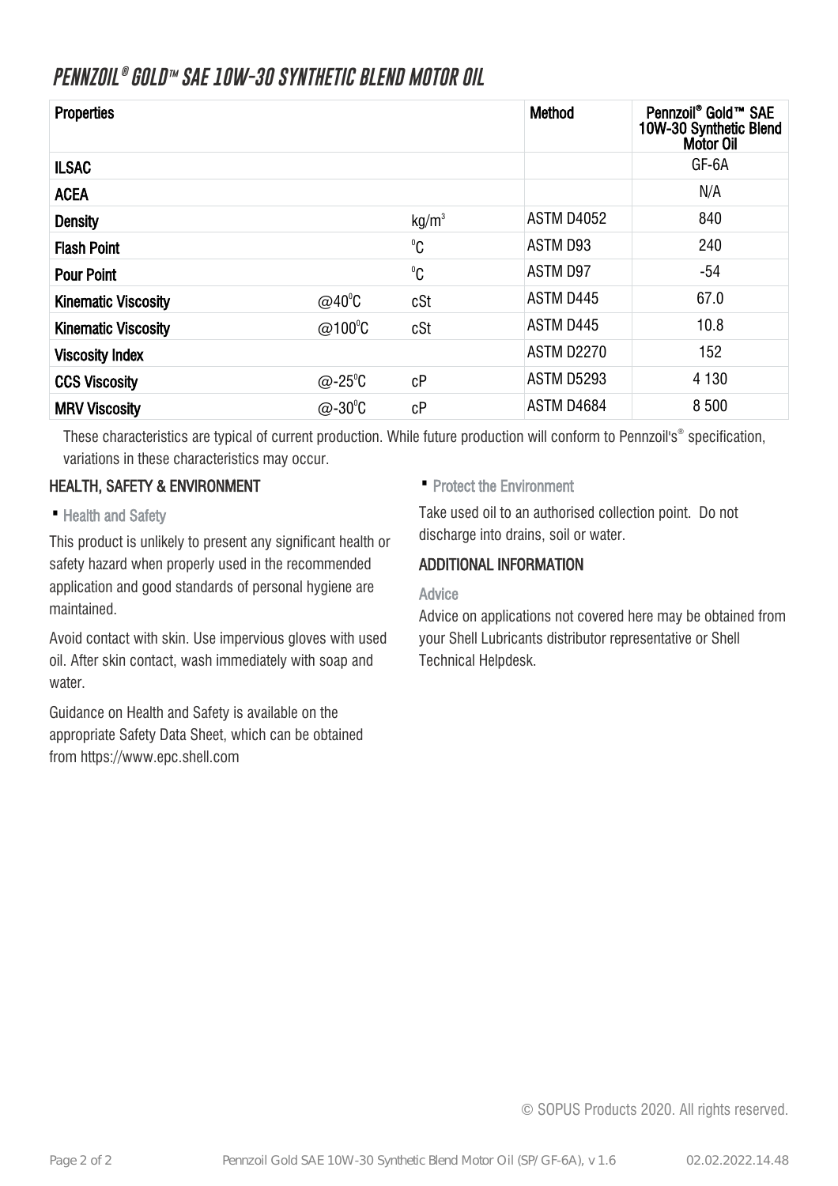# PENNZOIL® GOLD™ SAE 10W-30 SYNTHETIC BLEND MOTOR OIL

| Properties | | | Method | Pennzoil® Gold™ SAE 10W-30 Synthetic Blend Motor Oil |
|---|---|---|---|---|
| ILSAC | | | | GF-6A |
| ACEA | | | | N/A |
| Density | | $kg/m^3$ | ASTM D4052 | 840 |
| Flash Point | | $^0C$ | ASTM D93 | 240 |
| Pour Point | | $^0C$ | ASTM D97 | -54 |
| Kinematic Viscosity | @40$^0$C | cSt | ASTM D445 | 67.0 |
| Kinematic Viscosity | @100$^0$C | cSt | ASTM D445 | 10.8 |
| Viscosity Index | | | ASTM D2270 | 152 |
| CCS Viscosity | @-25$^0$C | cP | ASTM D5293 | 4 130 |
| MRV Viscosity | @-30$^0$C | cP | ASTM D4684 | 8 500 |

These characteristics are typical of current production. While future production will conform to Pennzoil's® specification, variations in these characteristics may occur.

## HEALTH, SAFETY & ENVIRONMENT

- Health and Safety

This product is unlikely to present any significant health or safety hazard when properly used in the recommended application and good standards of personal hygiene are maintained.

Avoid contact with skin. Use impervious gloves with used oil. After skin contact, wash immediately with soap and water.

Guidance on Health and Safety is available on the appropriate Safety Data Sheet, which can be obtained from https://www.epc.shell.com

- Protect the Environment

Take used oil to an authorised collection point. Do not discharge into drains, soil or water.

## ADDITIONAL INFORMATION

### Advice

Advice on applications not covered here may be obtained from your Shell Lubricants distributor representative or Shell Technical Helpdesk.

© SOPUS Products 2020. All rights reserved.